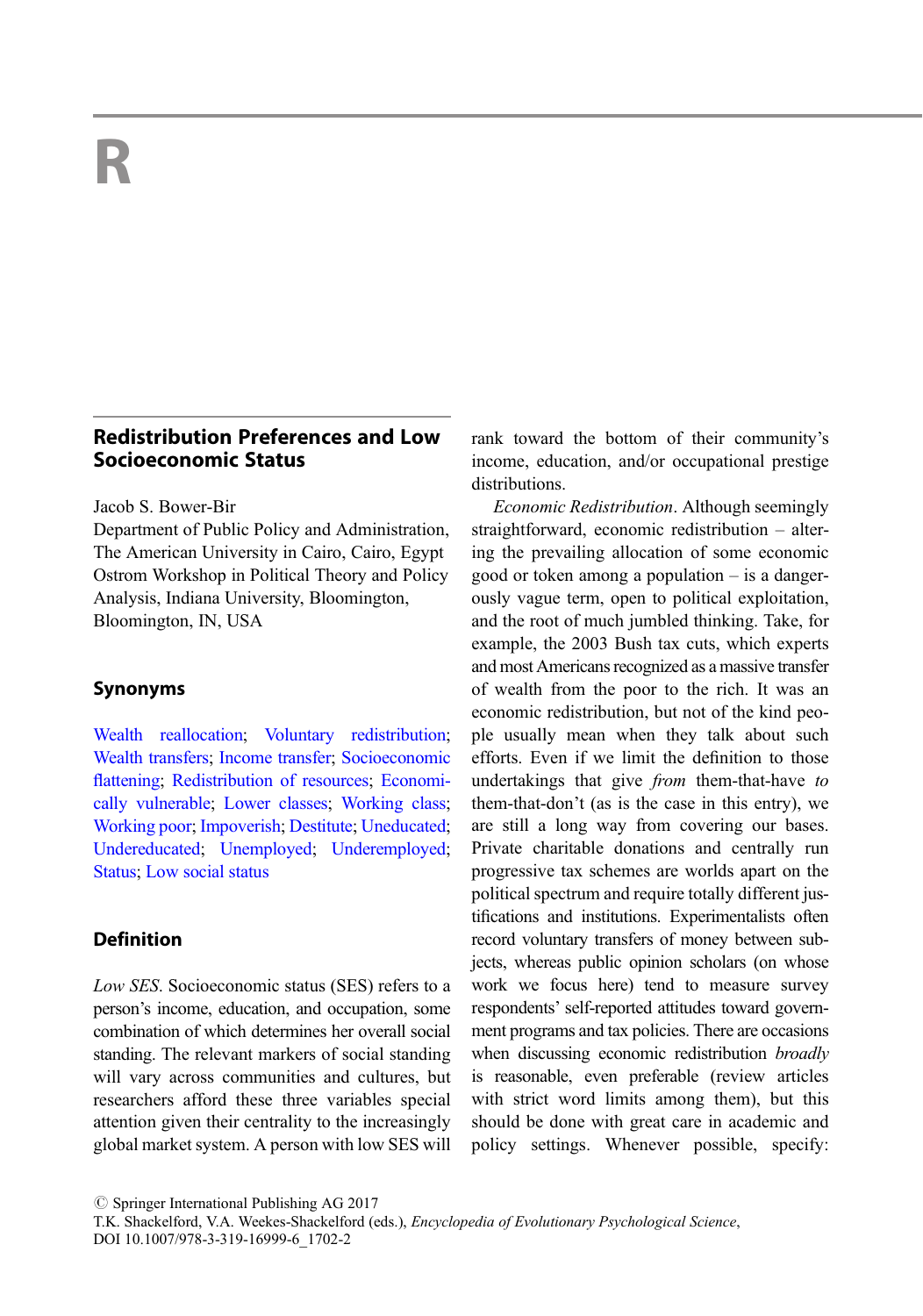# R

## Redistribution Preferences and Low Socioeconomic Status

Jacob S. Bower-Bir
Department of Public Policy and Administration, The American University in Cairo, Cairo, Egypt
Ostrom Workshop in Political Theory and Policy Analysis, Indiana University, Bloomington, Bloomington, IN, USA

### Synonyms

Wealth reallocation; Voluntary redistribution; Wealth transfers; Income transfer; Socioeconomic flattening; Redistribution of resources; Economically vulnerable; Lower classes; Working class; Working poor; Impoverish; Destitute; Uneducated; Undereducated; Unemployed; Underemployed; Status; Low social status

### Definition

*Low SES*. Socioeconomic status (SES) refers to a person's income, education, and occupation, some combination of which determines her overall social standing. The relevant markers of social standing will vary across communities and cultures, but researchers afford these three variables special attention given their centrality to the increasingly global market system. A person with low SES will rank toward the bottom of their community's income, education, and/or occupational prestige distributions.

*Economic Redistribution*. Although seemingly straightforward, economic redistribution – altering the prevailing allocation of some economic good or token among a population – is a dangerously vague term, open to political exploitation, and the root of much jumbled thinking. Take, for example, the 2003 Bush tax cuts, which experts and most Americans recognized as a massive transfer of wealth from the poor to the rich. It was an economic redistribution, but not of the kind people usually mean when they talk about such efforts. Even if we limit the definition to those undertakings that give *from* them-that-have *to* them-that-don't (as is the case in this entry), we are still a long way from covering our bases. Private charitable donations and centrally run progressive tax schemes are worlds apart on the political spectrum and require totally different justifications and institutions. Experimentalists often record voluntary transfers of money between subjects, whereas public opinion scholars (on whose work we focus here) tend to measure survey respondents' self-reported attitudes toward government programs and tax policies. There are occasions when discussing economic redistribution *broadly* is reasonable, even preferable (review articles with strict word limits among them), but this should be done with great care in academic and policy settings. Whenever possible, specify:

© Springer International Publishing AG 2017
T.K. Shackelford, V.A. Weekes-Shackelford (eds.), *Encyclopedia of Evolutionary Psychological Science*, DOI 10.1007/978-3-319-16999-6_1702-2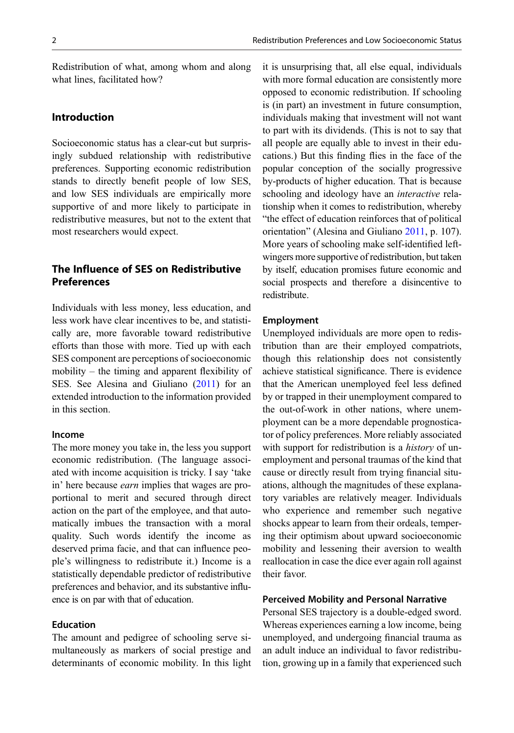Redistribution of what, among whom and along what lines, facilitated how?

## Introduction

Socioeconomic status has a clear-cut but surprisingly subdued relationship with redistributive preferences. Supporting economic redistribution stands to directly benefit people of low SES, and low SES individuals are empirically more supportive of and more likely to participate in redistributive measures, but not to the extent that most researchers would expect.

## The Influence of SES on Redistributive Preferences

Individuals with less money, less education, and less work have clear incentives to be, and statistically are, more favorable toward redistributive efforts than those with more. Tied up with each SES component are perceptions of socioeconomic mobility – the timing and apparent flexibility of SES. See Alesina and Giuliano (2011) for an extended introduction to the information provided in this section.

### Income

The more money you take in, the less you support economic redistribution. (The language associated with income acquisition is tricky. I say 'take in' here because *earn* implies that wages are proportional to merit and secured through direct action on the part of the employee, and that automatically imbues the transaction with a moral quality. Such words identify the income as deserved prima facie, and that can influence people's willingness to redistribute it.) Income is a statistically dependable predictor of redistributive preferences and behavior, and its substantive influence is on par with that of education.

### Education

The amount and pedigree of schooling serve simultaneously as markers of social prestige and determinants of economic mobility. In this light it is unsurprising that, all else equal, individuals with more formal education are consistently more opposed to economic redistribution. If schooling is (in part) an investment in future consumption, individuals making that investment will not want to part with its dividends. (This is not to say that all people are equally able to invest in their educations.) But this finding flies in the face of the popular conception of the socially progressive by-products of higher education. That is because schooling and ideology have an *interactive* relationship when it comes to redistribution, whereby "the effect of education reinforces that of political orientation" (Alesina and Giuliano 2011, p. 107). More years of schooling make self-identified left-wingers more supportive of redistribution, but taken by itself, education promises future economic and social prospects and therefore a disincentive to redistribute.

### Employment

Unemployed individuals are more open to redistribution than are their employed compatriots, though this relationship does not consistently achieve statistical significance. There is evidence that the American unemployed feel less defined by or trapped in their unemployment compared to the out-of-work in other nations, where unemployment can be a more dependable prognosticator of policy preferences. More reliably associated with support for redistribution is a *history* of unemployment and personal traumas of the kind that cause or directly result from trying financial situations, although the magnitudes of these explanatory variables are relatively meager. Individuals who experience and remember such negative shocks appear to learn from their ordeals, tempering their optimism about upward socioeconomic mobility and lessening their aversion to wealth reallocation in case the dice ever again roll against their favor.

### Perceived Mobility and Personal Narrative

Personal SES trajectory is a double-edged sword. Whereas experiences earning a low income, being unemployed, and undergoing financial trauma as an adult induce an individual to favor redistribution, growing up in a family that experienced such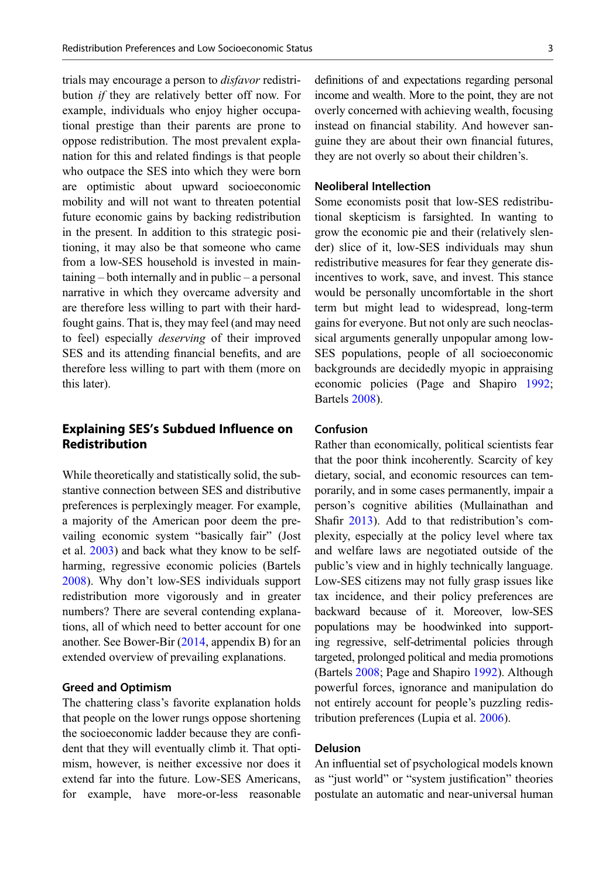trials may encourage a person to *disfavor* redistribution *if* they are relatively better off now. For example, individuals who enjoy higher occupational prestige than their parents are prone to oppose redistribution. The most prevalent explanation for this and related findings is that people who outpace the SES into which they were born are optimistic about upward socioeconomic mobility and will not want to threaten potential future economic gains by backing redistribution in the present. In addition to this strategic positioning, it may also be that someone who came from a low-SES household is invested in maintaining – both internally and in public – a personal narrative in which they overcame adversity and are therefore less willing to part with their hard-fought gains. That is, they may feel (and may need to feel) especially *deserving* of their improved SES and its attending financial benefits, and are therefore less willing to part with them (more on this later).

## Explaining SES's Subdued Influence on Redistribution

While theoretically and statistically solid, the substantive connection between SES and distributive preferences is perplexingly meager. For example, a majority of the American poor deem the prevailing economic system "basically fair" (Jost et al. 2003) and back what they know to be self-harming, regressive economic policies (Bartels 2008). Why don't low-SES individuals support redistribution more vigorously and in greater numbers? There are several contending explanations, all of which need to better account for one another. See Bower-Bir (2014, appendix B) for an extended overview of prevailing explanations.

### Greed and Optimism

The chattering class's favorite explanation holds that people on the lower rungs oppose shortening the socioeconomic ladder because they are confident that they will eventually climb it. That optimism, however, is neither excessive nor does it extend far into the future. Low-SES Americans, for example, have more-or-less reasonable definitions of and expectations regarding personal income and wealth. More to the point, they are not overly concerned with achieving wealth, focusing instead on financial stability. And however sanguine they are about their own financial futures, they are not overly so about their children's.

### Neoliberal Intellection

Some economists posit that low-SES redistributional skepticism is farsighted. In wanting to grow the economic pie and their (relatively slender) slice of it, low-SES individuals may shun redistributive measures for fear they generate disincentives to work, save, and invest. This stance would be personally uncomfortable in the short term but might lead to widespread, long-term gains for everyone. But not only are such neoclassical arguments generally unpopular among low-SES populations, people of all socioeconomic backgrounds are decidedly myopic in appraising economic policies (Page and Shapiro 1992; Bartels 2008).

### Confusion

Rather than economically, political scientists fear that the poor think incoherently. Scarcity of key dietary, social, and economic resources can temporarily, and in some cases permanently, impair a person's cognitive abilities (Mullainathan and Shafir 2013). Add to that redistribution's complexity, especially at the policy level where tax and welfare laws are negotiated outside of the public's view and in highly technically language. Low-SES citizens may not fully grasp issues like tax incidence, and their policy preferences are backward because of it. Moreover, low-SES populations may be hoodwinked into supporting regressive, self-detrimental policies through targeted, prolonged political and media promotions (Bartels 2008; Page and Shapiro 1992). Although powerful forces, ignorance and manipulation do not entirely account for people's puzzling redistribution preferences (Lupia et al. 2006).

### Delusion

An influential set of psychological models known as "just world" or "system justification" theories postulate an automatic and near-universal human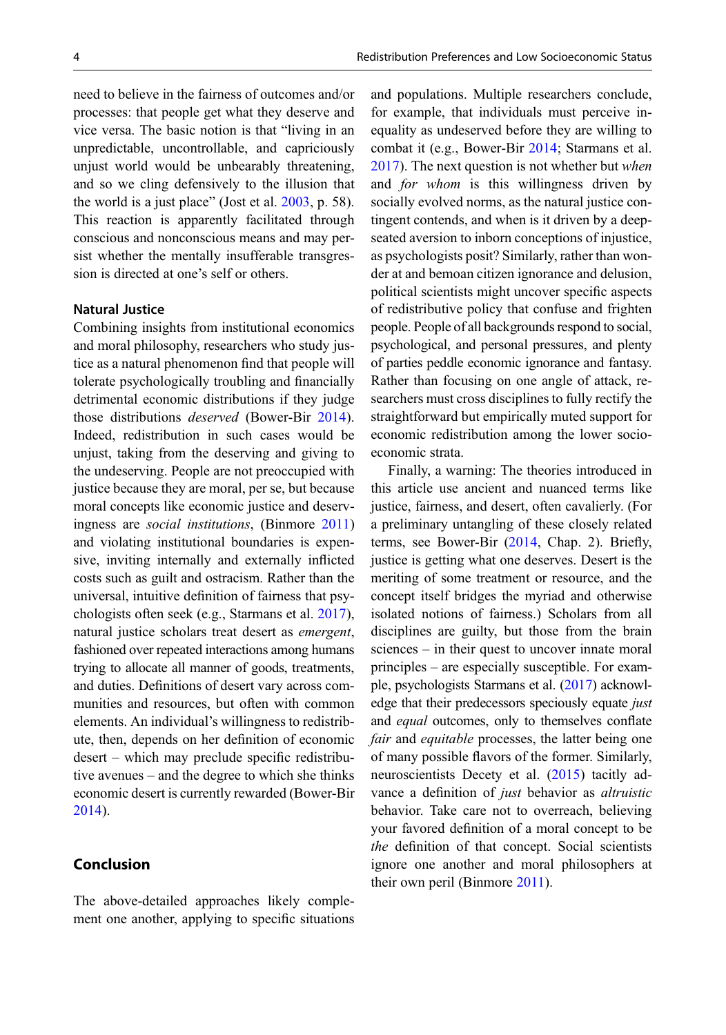need to believe in the fairness of outcomes and/or processes: that people get what they deserve and vice versa. The basic notion is that "living in an unpredictable, uncontrollable, and capriciously unjust world would be unbearably threatening, and so we cling defensively to the illusion that the world is a just place" (Jost et al. 2003, p. 58). This reaction is apparently facilitated through conscious and nonconscious means and may persist whether the mentally insufferable transgression is directed at one's self or others.

### Natural Justice

Combining insights from institutional economics and moral philosophy, researchers who study justice as a natural phenomenon find that people will tolerate psychologically troubling and financially detrimental economic distributions if they judge those distributions *deserved* (Bower-Bir 2014). Indeed, redistribution in such cases would be unjust, taking from the deserving and giving to the undeserving. People are not preoccupied with justice because they are moral, per se, but because moral concepts like economic justice and deservingness are *social institutions*, (Binmore 2011) and violating institutional boundaries is expensive, inviting internally and externally inflicted costs such as guilt and ostracism. Rather than the universal, intuitive definition of fairness that psychologists often seek (e.g., Starmans et al. 2017), natural justice scholars treat desert as *emergent*, fashioned over repeated interactions among humans trying to allocate all manner of goods, treatments, and duties. Definitions of desert vary across communities and resources, but often with common elements. An individual's willingness to redistribute, then, depends on her definition of economic desert – which may preclude specific redistributive avenues – and the degree to which she thinks economic desert is currently rewarded (Bower-Bir 2014).

## Conclusion

The above-detailed approaches likely complement one another, applying to specific situations and populations. Multiple researchers conclude, for example, that individuals must perceive inequality as undeserved before they are willing to combat it (e.g., Bower-Bir 2014; Starmans et al. 2017). The next question is not whether but *when* and *for whom* is this willingness driven by socially evolved norms, as the natural justice contingent contends, and when is it driven by a deep-seated aversion to inborn conceptions of injustice, as psychologists posit? Similarly, rather than wonder at and bemoan citizen ignorance and delusion, political scientists might uncover specific aspects of redistributive policy that confuse and frighten people. People of all backgrounds respond to social, psychological, and personal pressures, and plenty of parties peddle economic ignorance and fantasy. Rather than focusing on one angle of attack, researchers must cross disciplines to fully rectify the straightforward but empirically muted support for economic redistribution among the lower socioeconomic strata.

Finally, a warning: The theories introduced in this article use ancient and nuanced terms like justice, fairness, and desert, often cavalierly. (For a preliminary untangling of these closely related terms, see Bower-Bir (2014, Chap. 2). Briefly, justice is getting what one deserves. Desert is the meriting of some treatment or resource, and the concept itself bridges the myriad and otherwise isolated notions of fairness.) Scholars from all disciplines are guilty, but those from the brain sciences – in their quest to uncover innate moral principles – are especially susceptible. For example, psychologists Starmans et al. (2017) acknowledge that their predecessors speciously equate *just* and *equal* outcomes, only to themselves conflate *fair* and *equitable* processes, the latter being one of many possible flavors of the former. Similarly, neuroscientists Decety et al. (2015) tacitly advance a definition of *just* behavior as *altruistic* behavior. Take care not to overreach, believing your favored definition of a moral concept to be *the* definition of that concept. Social scientists ignore one another and moral philosophers at their own peril (Binmore 2011).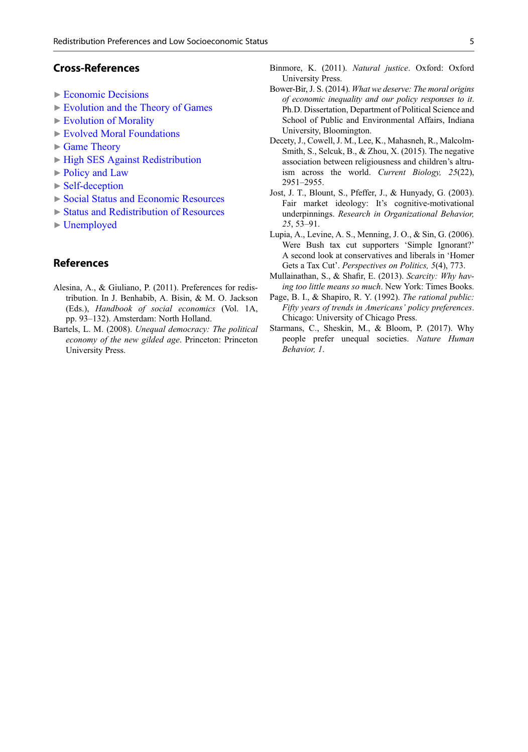## Cross-References

- ► Economic Decisions
- ► Evolution and the Theory of Games
- ► Evolution of Morality
- ► Evolved Moral Foundations
- ► Game Theory
- ► High SES Against Redistribution
- ► Policy and Law
- ► Self-deception
- ► Social Status and Economic Resources
- ► Status and Redistribution of Resources
- ► Unemployed

## References

Alesina, A., & Giuliano, P. (2011). Preferences for redistribution. In J. Benhabib, A. Bisin, & M. O. Jackson (Eds.), *Handbook of social economics* (Vol. 1A, pp. 93–132). Amsterdam: North Holland.

Bartels, L. M. (2008). *Unequal democracy: The political economy of the new gilded age*. Princeton: Princeton University Press.

Binmore, K. (2011). *Natural justice*. Oxford: Oxford University Press.

Bower-Bir, J. S. (2014). *What we deserve: The moral origins of economic inequality and our policy responses to it*. Ph.D. Dissertation, Department of Political Science and School of Public and Environmental Affairs, Indiana University, Bloomington.

Decety, J., Cowell, J. M., Lee, K., Mahasneh, R., Malcolm-Smith, S., Selcuk, B., & Zhou, X. (2015). The negative association between religiousness and children's altruism across the world. *Current Biology, 25*(22), 2951–2955.

Jost, J. T., Blount, S., Pfeffer, J., & Hunyady, G. (2003). Fair market ideology: It's cognitive-motivational underpinnings. *Research in Organizational Behavior, 25*, 53–91.

Lupia, A., Levine, A. S., Menning, J. O., & Sin, G. (2006). Were Bush tax cut supporters 'Simple Ignorant?' A second look at conservatives and liberals in 'Homer Gets a Tax Cut'. *Perspectives on Politics, 5*(4), 773.

Mullainathan, S., & Shafir, E. (2013). *Scarcity: Why having too little means so much*. New York: Times Books.

Page, B. I., & Shapiro, R. Y. (1992). *The rational public: Fifty years of trends in Americans' policy preferences*. Chicago: University of Chicago Press.

Starmans, C., Sheskin, M., & Bloom, P. (2017). Why people prefer unequal societies. *Nature Human Behavior, 1*.